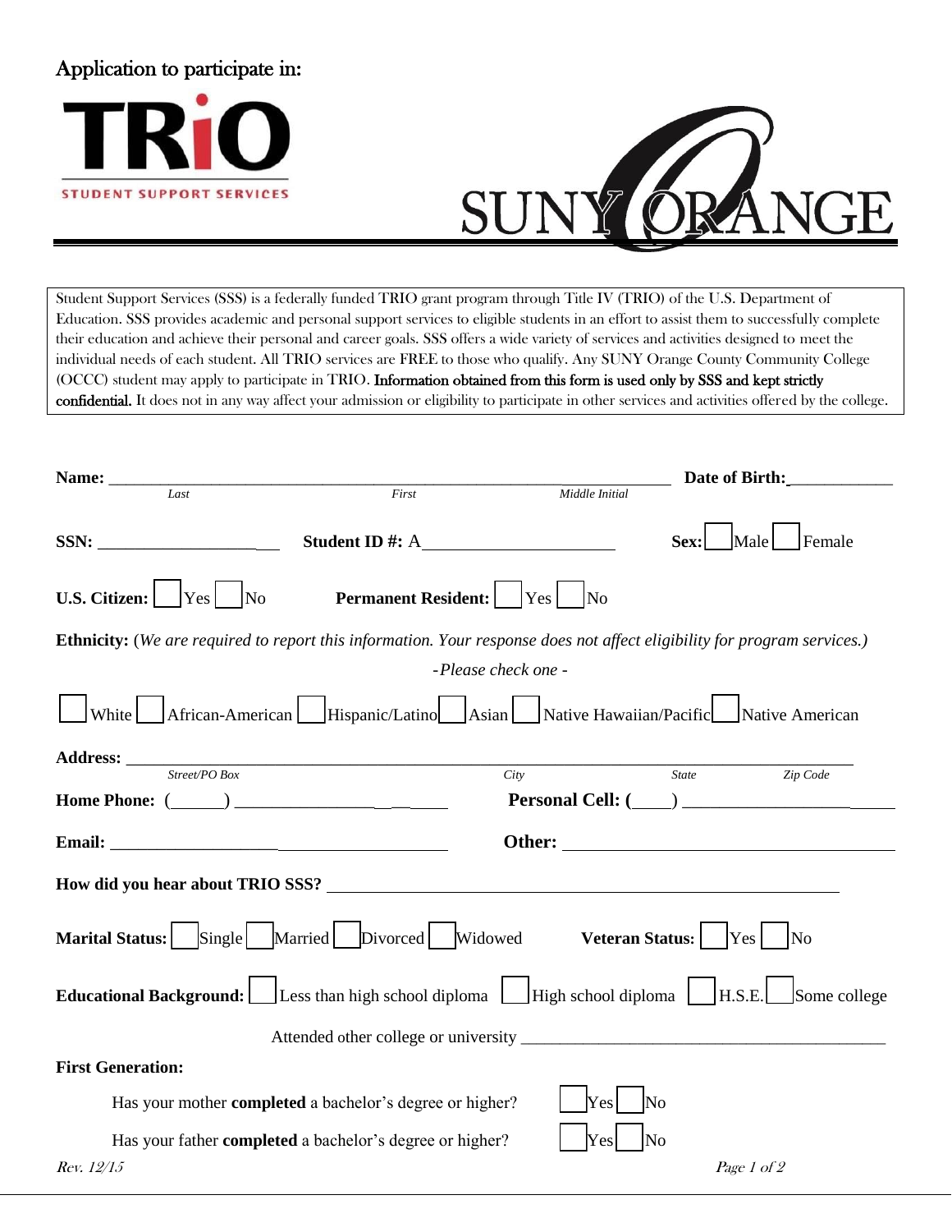# Application to participate in:

**TRIO**
STUDENT SUPPORT SERVICES

SUNY ORANGE

---

Student Support Services (SSS) is a federally funded TRIO grant program through Title IV (TRIO) of the U.S. Department of Education. SSS provides academic and personal support services to eligible students in an effort to assist them to successfully complete their education and achieve their personal and career goals. SSS offers a wide variety of services and activities designed to meet the individual needs of each student. All TRIO services are FREE to those who qualify. Any SUNY Orange County Community College (OCCC) student may apply to participate in TRIO. **Information obtained from this form is used only by SSS and kept strictly confidential.** It does not in any way affect your admission or eligibility to participate in other services and activities offered by the college.

**Name:** ______________________________________________ **Date of Birth:** ____________
*Last* *First* *Middle Initial*

**SSN:** ____________________ **Student ID #:** A______________________ **Sex:** ☐ Male ☐ Female

**U.S. Citizen:** ☐ Yes ☐ No **Permanent Resident:** ☐ Yes ☐ No

**Ethnicity:** (*We are required to report this information. Your response does not affect eligibility for program services.*)

*-Please check one -*

☐ White ☐ African-American ☐ Hispanic/Latino ☐ Asian ☐ Native Hawaiian/Pacific ☐ Native American

**Address:** ______________________________________________________________________
*Street/PO Box* *City* *State* *Zip Code*

**Home Phone:** (______) ____________________ **Personal Cell:** (____) ____________________

**Email:** ________________________________________ **Other:** ________________________________________

**How did you hear about TRIO SSS?** ________________________________________________________

**Marital Status:** ☐ Single ☐ Married ☐ Divorced ☐ Widowed **Veteran Status:** ☐ Yes ☐ No

**Educational Background:** ☐ Less than high school diploma ☐ High school diploma ☐ H.S.E. ☐ Some college

Attended other college or university ____________________________________________

**First Generation:**

Has your mother **completed** a bachelor's degree or higher? ☐ Yes ☐ No

Has your father **completed** a bachelor's degree or higher? ☐ Yes ☐ No

*Rev. 12/15*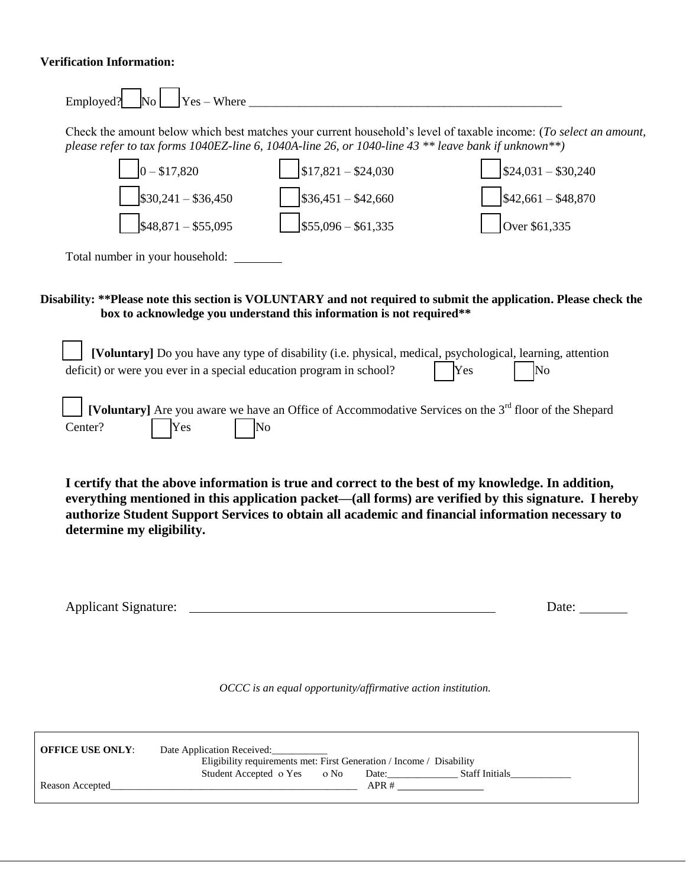**Verification Information:**

Employed? ☐ No ☐ Yes – Where \_\_\_\_\_\_\_\_\_\_\_\_\_\_\_\_\_\_\_\_\_\_\_\_\_\_\_\_\_\_\_\_\_\_\_\_\_\_\_\_\_\_\_\_\_\_\_\_\_\_

Check the amount below which best matches your current household's level of taxable income: (*To select an amount, please refer to tax forms 1040EZ-line 6, 1040A-line 26, or 1040-line 43 ** leave bank if unknown***)

| | | |
|---|---|---|
| ☐ 0 – $17,820 | ☐ $17,821 – $24,030 | ☐ $24,031 – $30,240 |
| ☐ $30,241 – $36,450 | ☐ $36,451 – $42,660 | ☐ $42,661 – $48,870 |
| ☐ $48,871 – $55,095 | ☐ $55,096 – $61,335 | ☐ Over $61,335 |

Total number in your household: \_\_\_\_\_\_\_\_

**Disability: **Please note this section is VOLUNTARY and not required to submit the application. Please check the box to acknowledge you understand this information is not required****

☐ **[Voluntary]** Do you have any type of disability (i.e. physical, medical, psychological, learning, attention deficit) or were you ever in a special education program in school? ☐ Yes ☐ No

☐ **[Voluntary]** Are you aware we have an Office of Accommodative Services on the 3rd floor of the Shepard Center? ☐ Yes ☐ No

**I certify that the above information is true and correct to the best of my knowledge. In addition, everything mentioned in this application packet—(all forms) are verified by this signature. I hereby authorize Student Support Services to obtain all academic and financial information necessary to determine my eligibility.**

Applicant Signature: \_\_\_\_\_\_\_\_\_\_\_\_\_\_\_\_\_\_\_\_\_\_\_\_\_\_\_\_\_\_\_\_\_\_\_\_\_\_\_\_\_\_\_\_ Date: \_\_\_\_\_\_\_

*OCCC is an equal opportunity/affirmative action institution.*

**OFFICE USE ONLY**: Date Application Received:\_\_\_\_\_\_\_\_\_\_\_
Eligibility requirements met: First Generation / Income / Disability
Student Accepted ○ Yes ○ No Date:\_\_\_\_\_\_\_\_\_\_\_\_\_\_ Staff Initials\_\_\_\_\_\_\_\_\_\_\_\_
Reason Accepted\_\_\_\_\_\_\_\_\_\_\_\_\_\_\_\_\_\_\_\_\_\_\_\_\_\_\_\_\_\_\_\_\_\_\_\_\_\_\_\_\_\_\_\_\_\_\_\_\_\_ APR # \_\_\_\_\_\_\_\_\_\_\_\_\_\_\_\_